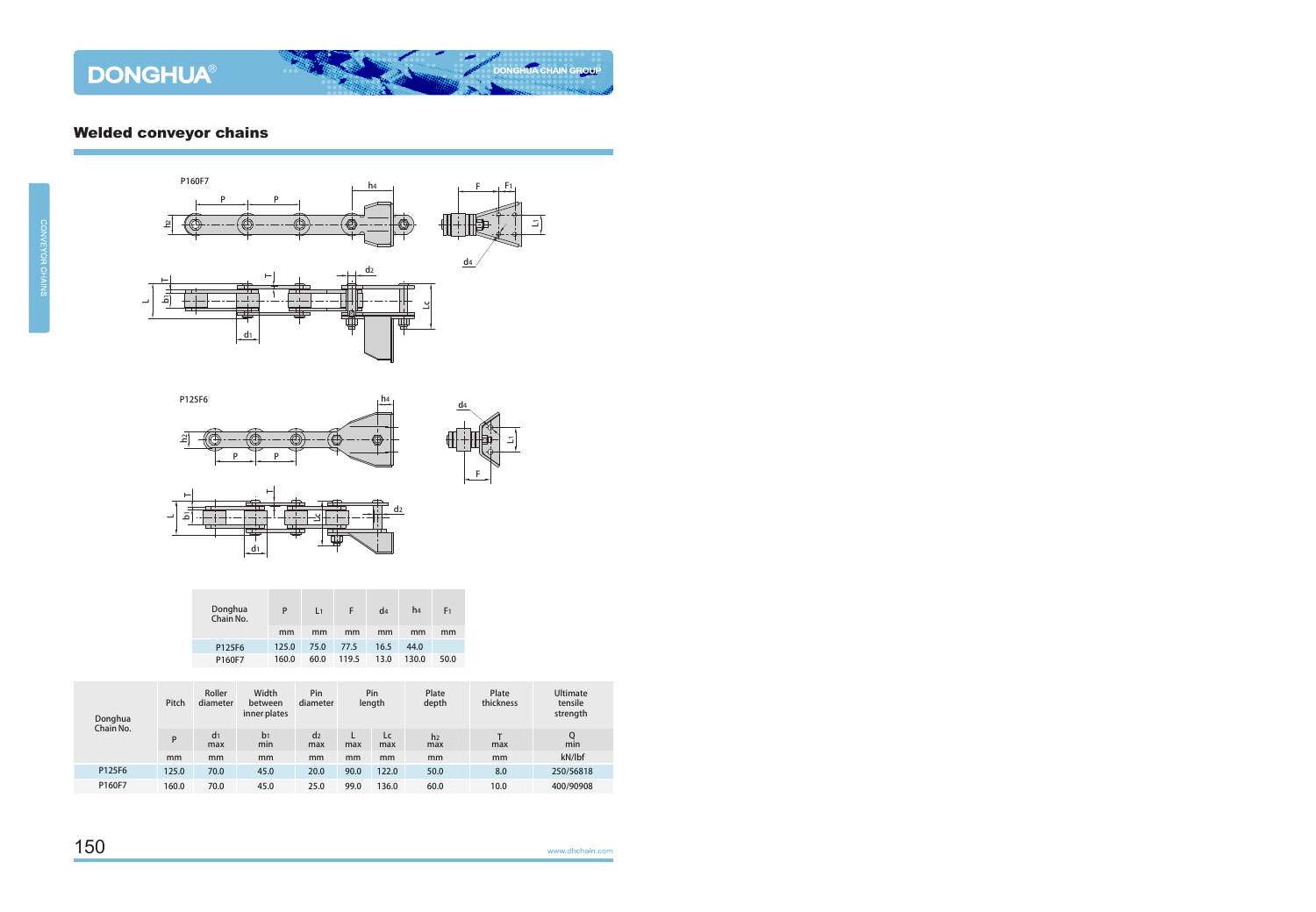## Welded conveyor chains

P160F7

P125F6

| Donghua Chain No. | P | $L_1$ | F | $d_4$ | $h_4$ | $F_1$ |
|---|---|---|---|---|---|---|
| | mm | mm | mm | mm | mm | mm |
| P125F6 | 125.0 | 75.0 | 77.5 | 16.5 | 44.0 | |
| P160F7 | 160.0 | 60.0 | 119.5 | 13.0 | 130.0 | 50.0 |

| Donghua Chain No. | Pitch | Roller diameter | Width between inner plates | Pin diameter | Pin length | | Plate depth | Plate thickness | Ultimate tensile strength |
|---|---|---|---|---|---|---|---|---|---|
| | P | $d_1$ max | $b_1$ min | $d_2$ max | L max | Lc max | $h_2$ max | T max | Q min |
| | mm | mm | mm | mm | mm | mm | mm | mm | kN/lbf |
| P125F6 | 125.0 | 70.0 | 45.0 | 20.0 | 90.0 | 122.0 | 50.0 | 8.0 | 250/56818 |
| P160F7 | 160.0 | 70.0 | 45.0 | 25.0 | 99.0 | 136.0 | 60.0 | 10.0 | 400/90908 |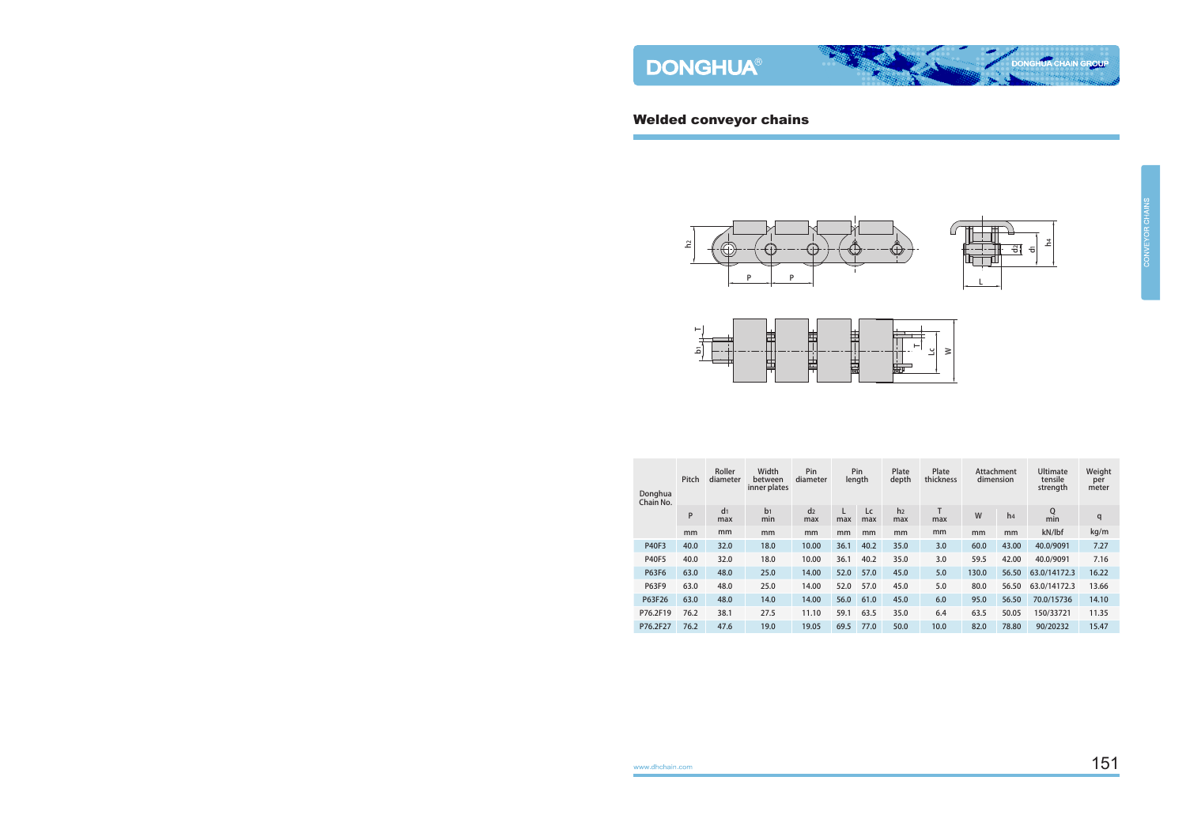## Welded conveyor chains

| Donghua Chain No. | Pitch | Roller diameter | Width between inner plates | Pin diameter | Pin length | | Plate depth | Plate thickness | Attachment dimension | | Ultimate tensile strength | Weight per meter |
|---|---|---|---|---|---|---|---|---|---|---|---|---|
| | P | $d_1$ max | $b_1$ min | $d_2$ max | L max | Lc max | $h_2$ max | T max | W | $h_4$ | Q min | q |
| | mm | mm | mm | mm | mm | mm | mm | mm | mm | mm | kN/lbf | kg/m |
| P40F3 | 40.0 | 32.0 | 18.0 | 10.00 | 36.1 | 40.2 | 35.0 | 3.0 | 60.0 | 43.00 | 40.0/9091 | 7.27 |
| P40F5 | 40.0 | 32.0 | 18.0 | 10.00 | 36.1 | 40.2 | 35.0 | 3.0 | 59.5 | 42.00 | 40.0/9091 | 7.16 |
| P63F6 | 63.0 | 48.0 | 25.0 | 14.00 | 52.0 | 57.0 | 45.0 | 5.0 | 130.0 | 56.50 | 63.0/14172.3 | 16.22 |
| P63F9 | 63.0 | 48.0 | 25.0 | 14.00 | 52.0 | 57.0 | 45.0 | 5.0 | 80.0 | 56.50 | 63.0/14172.3 | 13.66 |
| P63F26 | 63.0 | 48.0 | 14.0 | 14.00 | 56.0 | 61.0 | 45.0 | 6.0 | 95.0 | 56.50 | 70.0/15736 | 14.10 |
| P76.2F19 | 76.2 | 38.1 | 27.5 | 11.10 | 59.1 | 63.5 | 35.0 | 6.4 | 63.5 | 50.05 | 150/33721 | 11.35 |
| P76.2F27 | 76.2 | 47.6 | 19.0 | 19.05 | 69.5 | 77.0 | 50.0 | 10.0 | 82.0 | 78.80 | 90/20232 | 15.47 |